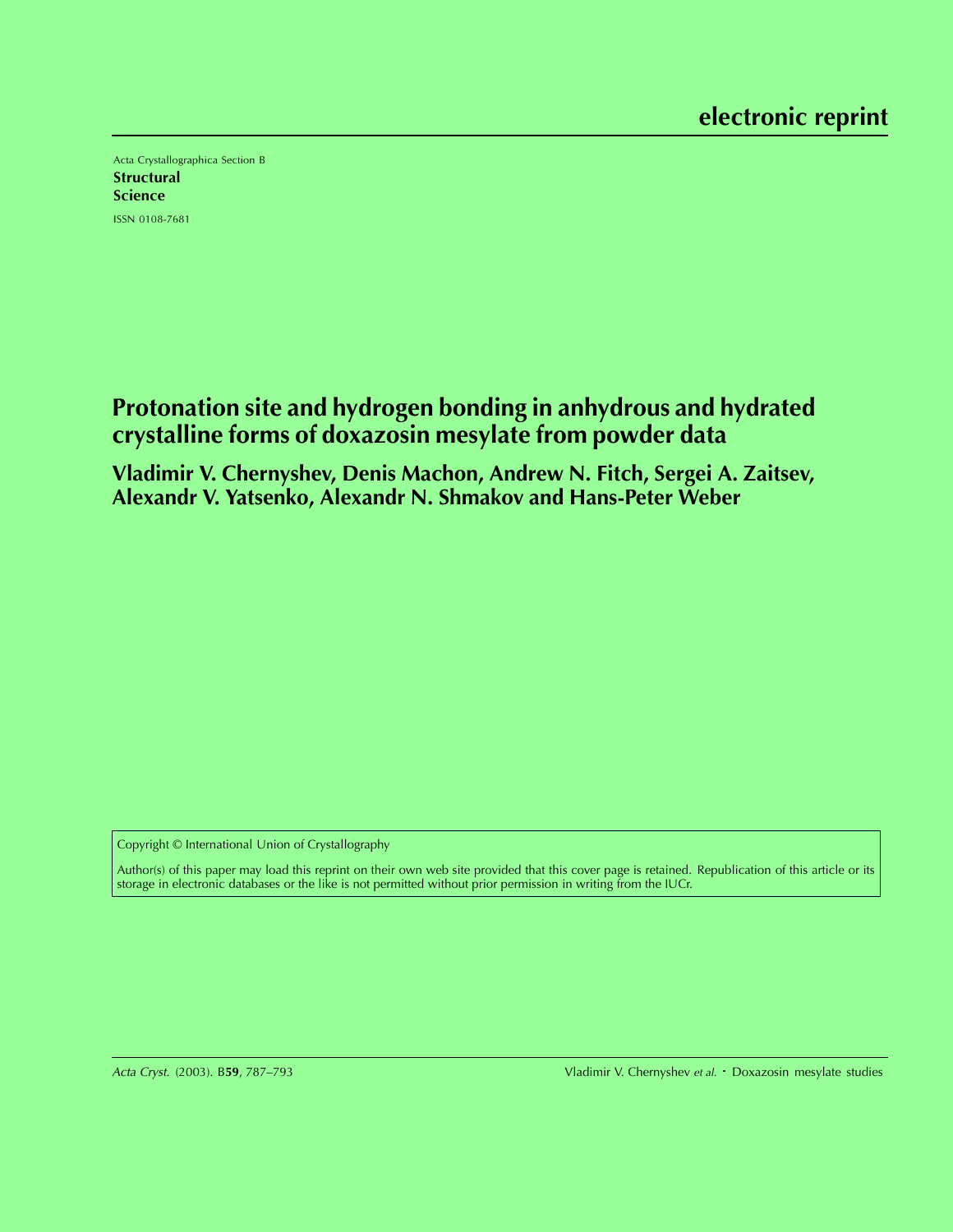electronic reprint

Acta Crystallographica Section B
**Structural Science**

ISSN 0108-7681

# Protonation site and hydrogen bonding in anhydrous and hydrated crystalline forms of doxazosin mesylate from powder data

**Vladimir V. Chernyshev, Denis Machon, Andrew N. Fitch, Sergei A. Zaitsev, Alexandr V. Yatsenko, Alexandr N. Shmakov and Hans-Peter Weber**

Copyright © International Union of Crystallography

Author(s) of this paper may load this reprint on their own web site provided that this cover page is retained. Republication of this article or its storage in electronic databases or the like is not permitted without prior permission in writing from the IUCr.

*Acta Cryst.* (2003). B**59**, 787–793 Vladimir V. Chernyshev *et al.* · Doxazosin mesylate studies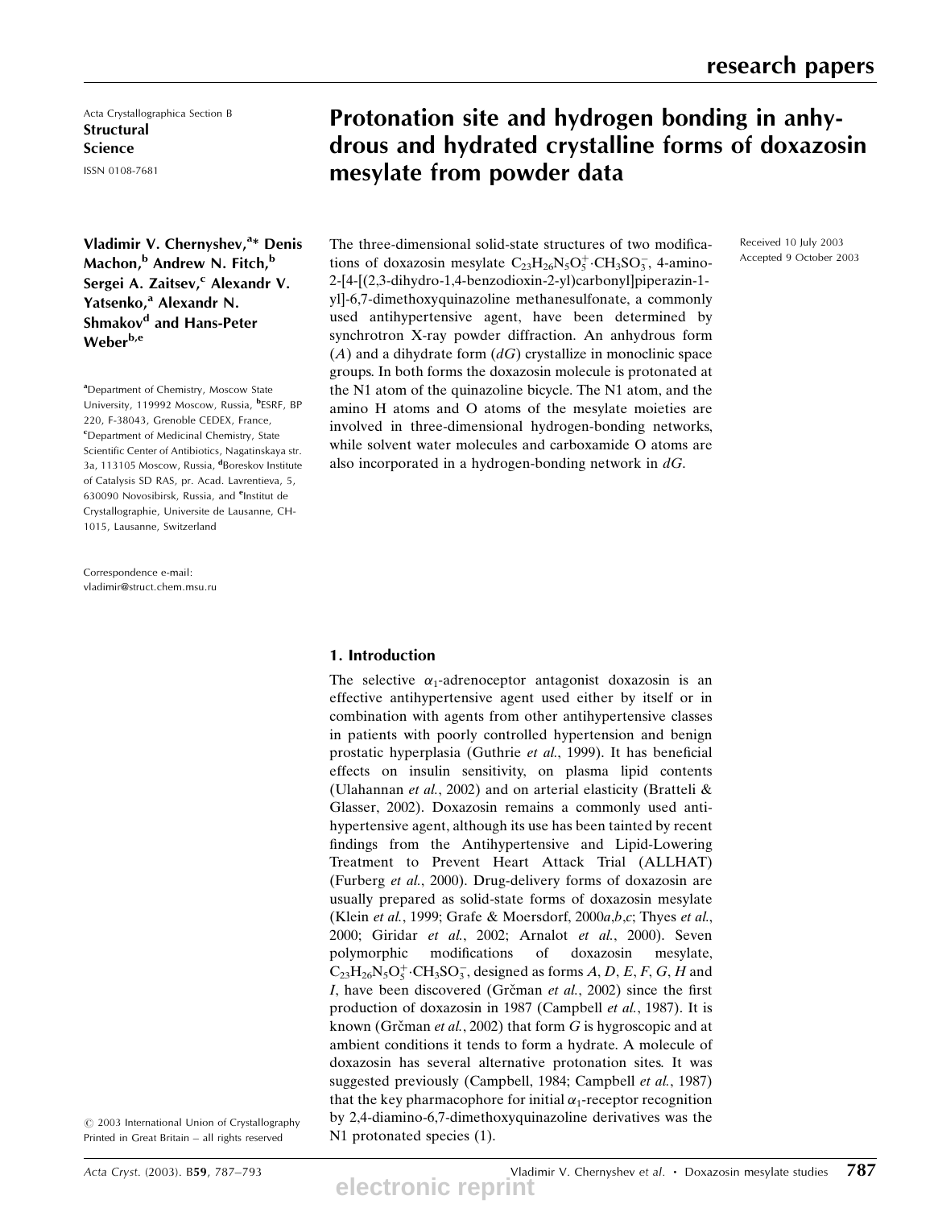# research papers

Acta Crystallographica Section B

**Structural Science**

ISSN 0108-7681

# Protonation site and hydrogen bonding in anhydrous and hydrated crystalline forms of doxazosin mesylate from powder data

**Vladimir V. Chernyshev,[a]* Denis Machon,[b] Andrew N. Fitch,[b] Sergei A. Zaitsev,[c] Alexandr V. Yatsenko,[a] Alexandr N. Shmakov[d] and Hans-Peter Weber[b,e]**

[a]Department of Chemistry, Moscow State University, 119992 Moscow, Russia, [b]ESRF, BP 220, F-38043, Grenoble CEDEX, France, [c]Department of Medicinal Chemistry, State Scientific Center of Antibiotics, Nagatinskaya str. 3a, 113105 Moscow, Russia, [d]Boreskov Institute of Catalysis SD RAS, pr. Acad. Lavrentieva, 5, 630090 Novosibirsk, Russia, and [e]Institut de Crystallographie, Universite de Lausanne, CH-1015, Lausanne, Switzerland

Correspondence e-mail: vladimir@struct.chem.msu.ru

© 2003 International Union of Crystallography
Printed in Great Britain – all rights reserved

Received 10 July 2003
Accepted 9 October 2003

The three-dimensional solid-state structures of two modifications of doxazosin mesylate $C_{23}H_{26}N_5O_5^+ \cdot CH_3SO_3^-$, 4-amino-2-[4-[(2,3-dihydro-1,4-benzodioxin-2-yl)carbonyl]piperazin-1-yl]-6,7-dimethoxyquinazoline methanesulfonate, a commonly used antihypertensive agent, have been determined by synchrotron X-ray powder diffraction. An anhydrous form (*A*) and a dihydrate form (*dG*) crystallize in monoclinic space groups. In both forms the doxazosin molecule is protonated at the N1 atom of the quinazoline bicycle. The N1 atom, and the amino H atoms and O atoms of the mesylate moieties are involved in three-dimensional hydrogen-bonding networks, while solvent water molecules and carboxamide O atoms are also incorporated in a hydrogen-bonding network in *dG*.

## 1. Introduction

The selective $\alpha_1$-adrenoceptor antagonist doxazosin is an effective antihypertensive agent used either by itself or in combination with agents from other antihypertensive classes in patients with poorly controlled hypertension and benign prostatic hyperplasia (Guthrie *et al.*, 1999). It has beneficial effects on insulin sensitivity, on plasma lipid contents (Ulahannan *et al.*, 2002) and on arterial elasticity (Bratteli & Glasser, 2002). Doxazosin remains a commonly used antihypertensive agent, although its use has been tainted by recent findings from the Antihypertensive and Lipid-Lowering Treatment to Prevent Heart Attack Trial (ALLHAT) (Furberg *et al.*, 2000). Drug-delivery forms of doxazosin are usually prepared as solid-state forms of doxazosin mesylate (Klein *et al.*, 1999; Grafe & Moersdorf, 2000*a*,*b*,*c*; Thyes *et al.*, 2000; Giridar *et al.*, 2002; Arnalot *et al.*, 2000). Seven polymorphic modifications of doxazosin mesylate, $C_{23}H_{26}N_5O_5^+ \cdot CH_3SO_3^-$, designed as forms *A*, *D*, *E*, *F*, *G*, *H* and *I*, have been discovered (Grčman *et al.*, 2002) since the first production of doxazosin in 1987 (Campbell *et al.*, 1987). It is known (Grčman *et al.*, 2002) that form *G* is hygroscopic and at ambient conditions it tends to form a hydrate. A molecule of doxazosin has several alternative protonation sites. It was suggested previously (Campbell, 1984; Campbell *et al.*, 1987) that the key pharmacophore for initial $\alpha_1$-receptor recognition by 2,4-diamino-6,7-dimethoxyquinazoline derivatives was the N1 protonated species (1).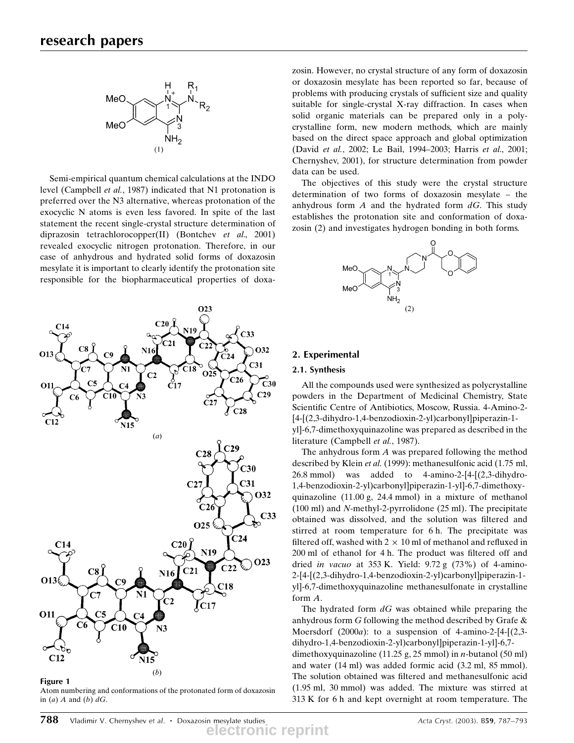Semi-empirical quantum chemical calculations at the INDO level (Campbell *et al.*, 1987) indicated that N1 protonation is preferred over the N3 alternative, whereas protonation of the exocyclic N atoms is even less favored. In spite of the last statement the recent single-crystal structure determination of diprazosin tetrachlorocopper(II) (Bontchev *et al.*, 2001) revealed exocyclic nitrogen protonation. Therefore, in our case of anhydrous and hydrated solid forms of doxazosin mesylate it is important to clearly identify the protonation site responsible for the biopharmaceutical properties of doxazosin. However, no crystal structure of any form of doxazosin or doxazosin mesylate has been reported so far, because of problems with producing crystals of sufficient size and quality suitable for single-crystal X-ray diffraction. In cases when solid organic materials can be prepared only in a polycrystalline form, new modern methods, which are mainly based on the direct space approach and global optimization (David *et al.*, 2002; Le Bail, 1994–2003; Harris *et al.*, 2001; Chernyshev, 2001), for structure determination from powder data can be used.

The objectives of this study were the crystal structure determination of two forms of doxazosin mesylate – the anhydrous form *A* and the hydrated form *dG*. This study establishes the protonation site and conformation of doxazosin (2) and investigates hydrogen bonding in both forms.

**Figure 1**
Atom numbering and conformations of the protonated form of doxazosin in (*a*) *A* and (*b*) *dG*.

## 2. Experimental

### 2.1. Synthesis

All the compounds used were synthesized as polycrystalline powders in the Department of Medicinal Chemistry, State Scientific Centre of Antibiotics, Moscow, Russia. 4-Amino-2-[4-[(2,3-dihydro-1,4-benzodioxin-2-yl)carbonyl]piperazin-1-yl]-6,7-dimethoxyquinazoline was prepared as described in the literature (Campbell *et al.*, 1987).

The anhydrous form *A* was prepared following the method described by Klein *et al.* (1999): methanesulfonic acid (1.75 ml, 26.8 mmol) was added to 4-amino-2-[4-[(2,3-dihydro-1,4-benzodioxin-2-yl)carbonyl]piperazin-1-yl]-6,7-dimethoxyquinazoline (11.00 g, 24.4 mmol) in a mixture of methanol (100 ml) and *N*-methyl-2-pyrrolidone (25 ml). The precipitate obtained was dissolved, and the solution was filtered and stirred at room temperature for 6 h. The precipitate was filtered off, washed with 2 × 10 ml of methanol and refluxed in 200 ml of ethanol for 4 h. The product was filtered off and dried *in vacuo* at 353 K. Yield: 9.72 g (73%) of 4-amino-2-[4-[(2,3-dihydro-1,4-benzodioxin-2-yl)carbonyl]piperazin-1-yl]-6,7-dimethoxyquinazoline methanesulfonate in crystalline form *A*.

The hydrated form *dG* was obtained while preparing the anhydrous form *G* following the method described by Grafe & Moersdorf (2000*a*): to a suspension of 4-amino-2-[4-[(2,3-dihydro-1,4-benzodioxin-2-yl)carbonyl]piperazin-1-yl]-6,7-dimethoxyquinazoline (11.25 g, 25 mmol) in *n*-butanol (50 ml) and water (14 ml) was added formic acid (3.2 ml, 85 mmol). The solution obtained was filtered and methanesulfonic acid (1.95 ml, 30 mmol) was added. The mixture was stirred at 313 K for 6 h and kept overnight at room temperature. The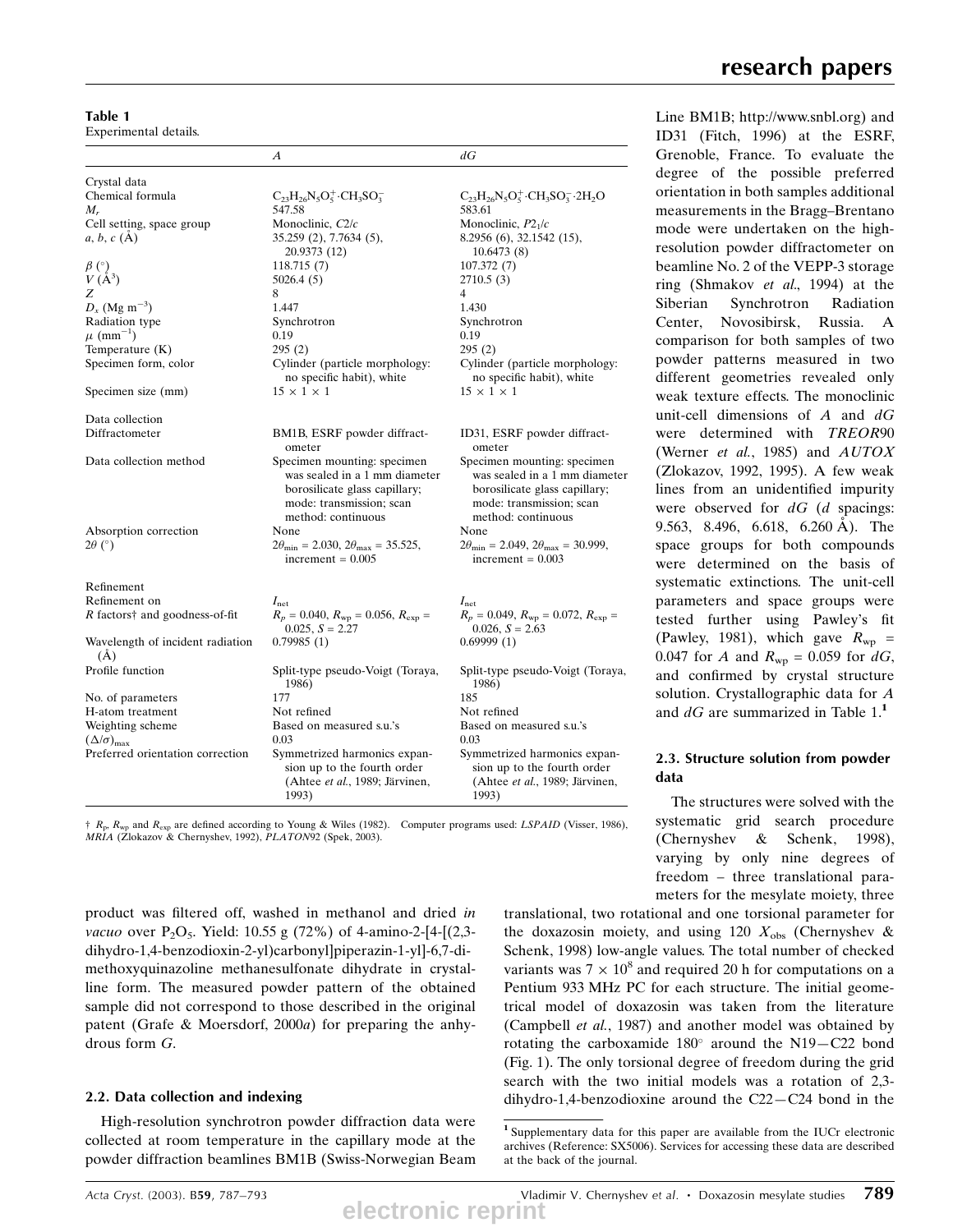**Table 1**
Experimental details.

| | *A* | *dG* |
|---|---|---|
| Crystal data | | |
| Chemical formula | $C_{23}H_{26}N_5O_5^+ \cdot CH_3SO_3^-$ | $C_{23}H_{26}N_5O_5^+ \cdot CH_3SO_3^- \cdot 2H_2O$ |
| $M_r$ | 547.58 | 583.61 |
| Cell setting, space group | Monoclinic, *C*2/*c* | Monoclinic, *P*2$_1$/*c* |
| *a*, *b*, *c* (Å) | 35.259 (2), 7.7634 (5), 20.9373 (12) | 8.2956 (6), 32.1542 (15), 10.6473 (8) |
| β (°) | 118.715 (7) | 107.372 (7) |
| *V* (Å$^3$) | 5026.4 (5) | 2710.5 (3) |
| *Z* | 8 | 4 |
| $D_x$ (Mg m$^{-3}$) | 1.447 | 1.430 |
| Radiation type | Synchrotron | Synchrotron |
| μ (mm$^{-1}$) | 0.19 | 0.19 |
| Temperature (K) | 295 (2) | 295 (2) |
| Specimen form, color | Cylinder (particle morphology: no specific habit), white | Cylinder (particle morphology: no specific habit), white |
| Specimen size (mm) | 15 × 1 × 1 | 15 × 1 × 1 |
| Data collection | | |
| Diffractometer | BM1B, ESRF powder diffractometer | ID31, ESRF powder diffractometer |
| Data collection method | Specimen mounting: specimen was sealed in a 1 mm diameter borosilicate glass capillary; mode: transmission; scan method: continuous | Specimen mounting: specimen was sealed in a 1 mm diameter borosilicate glass capillary; mode: transmission; scan method: continuous |
| Absorption correction | None | None |
| 2θ (°) | $2\theta_{min}$ = 2.030, $2\theta_{max}$ = 35.525, increment = 0.005 | $2\theta_{min}$ = 2.049, $2\theta_{max}$ = 30.999, increment = 0.003 |
| Refinement | | |
| Refinement on | $I_{net}$ | $I_{net}$ |
| *R* factors† and goodness-of-fit | $R_p$ = 0.040, $R_{wp}$ = 0.056, $R_{exp}$ = 0.025, *S* = 2.27 | $R_p$ = 0.049, $R_{wp}$ = 0.072, $R_{exp}$ = 0.026, *S* = 2.63 |
| Wavelength of incident radiation (Å) | 0.79985 (1) | 0.69999 (1) |
| Profile function | Split-type pseudo-Voigt (Toraya, 1986) | Split-type pseudo-Voigt (Toraya, 1986) |
| No. of parameters | 177 | 185 |
| H-atom treatment | Not refined | Not refined |
| Weighting scheme | Based on measured s.u.'s | Based on measured s.u.'s |
| $(\Delta/\sigma)_{max}$ | 0.03 | 0.03 |
| Preferred orientation correction | Symmetrized harmonics expansion up to the fourth order (Ahtee *et al.*, 1989; Järvinen, 1993) | Symmetrized harmonics expansion up to the fourth order (Ahtee *et al.*, 1989; Järvinen, 1993) |

† $R_p$, $R_{wp}$ and $R_{exp}$ are defined according to Young & Wiles (1982). Computer programs used: *LSPAID* (Visser, 1986), *MRIA* (Zlokazov & Chernyshev, 1992), *PLATON*92 (Spek, 2003).

product was filtered off, washed in methanol and dried *in vacuo* over $P_2O_5$. Yield: 10.55 g (72%) of 4-amino-2-[4-[(2,3-dihydro-1,4-benzodioxin-2-yl)carbonyl]piperazin-1-yl]-6,7-dimethoxyquinazoline methanesulfonate dihydrate in crystalline form. The measured powder pattern of the obtained sample did not correspond to those described in the original patent (Grafe & Moersdorf, 2000*a*) for preparing the anhydrous form *G*.

### 2.2. Data collection and indexing

High-resolution synchrotron powder diffraction data were collected at room temperature in the capillary mode at the powder diffraction beamlines BM1B (Swiss-Norwegian Beam Line BM1B; http://www.snbl.org) and ID31 (Fitch, 1996) at the ESRF, Grenoble, France. To evaluate the degree of the possible preferred orientation in both samples additional measurements in the Bragg–Brentano mode were undertaken on the high-resolution powder diffractometer on beamline No. 2 of the VEPP-3 storage ring (Shmakov *et al.*, 1994) at the Siberian Synchrotron Radiation Center, Novosibirsk, Russia. A comparison for both samples of two powder patterns measured in two different geometries revealed only weak texture effects. The monoclinic unit-cell dimensions of *A* and *dG* were determined with *TREOR*90 (Werner *et al.*, 1985) and *AUTOX* (Zlokazov, 1992, 1995). A few weak lines from an unidentified impurity were observed for *dG* (*d* spacings: 9.563, 8.496, 6.618, 6.260 Å). The space groups for both compounds were determined on the basis of systematic extinctions. The unit-cell parameters and space groups were tested further using Pawley's fit (Pawley, 1981), which gave $R_{wp}$ = 0.047 for *A* and $R_{wp}$ = 0.059 for *dG*, and confirmed by crystal structure solution. Crystallographic data for *A* and *dG* are summarized in Table 1.[1]

### 2.3. Structure solution from powder data

The structures were solved with the systematic grid search procedure (Chernyshev & Schenk, 1998), varying by only nine degrees of freedom – three translational parameters for the mesylate moiety, three translational, two rotational and one torsional parameter for the doxazosin moiety, and using 120 $X_{obs}$ (Chernyshev & Schenk, 1998) low-angle values. The total number of checked variants was $7 \times 10^8$ and required 20 h for computations on a Pentium 933 MHz PC for each structure. The initial geometrical model of doxazosin was taken from the literature (Campbell *et al.*, 1987) and another model was obtained by rotating the carboxamide 180° around the N19—C22 bond (Fig. 1). The only torsional degree of freedom during the grid search with the two initial models was a rotation of 2,3-dihydro-1,4-benzodioxine around the C22—C24 bond in the

[1] Supplementary data for this paper are available from the IUCr electronic archives (Reference: SX5006). Services for accessing these data are described at the back of the journal.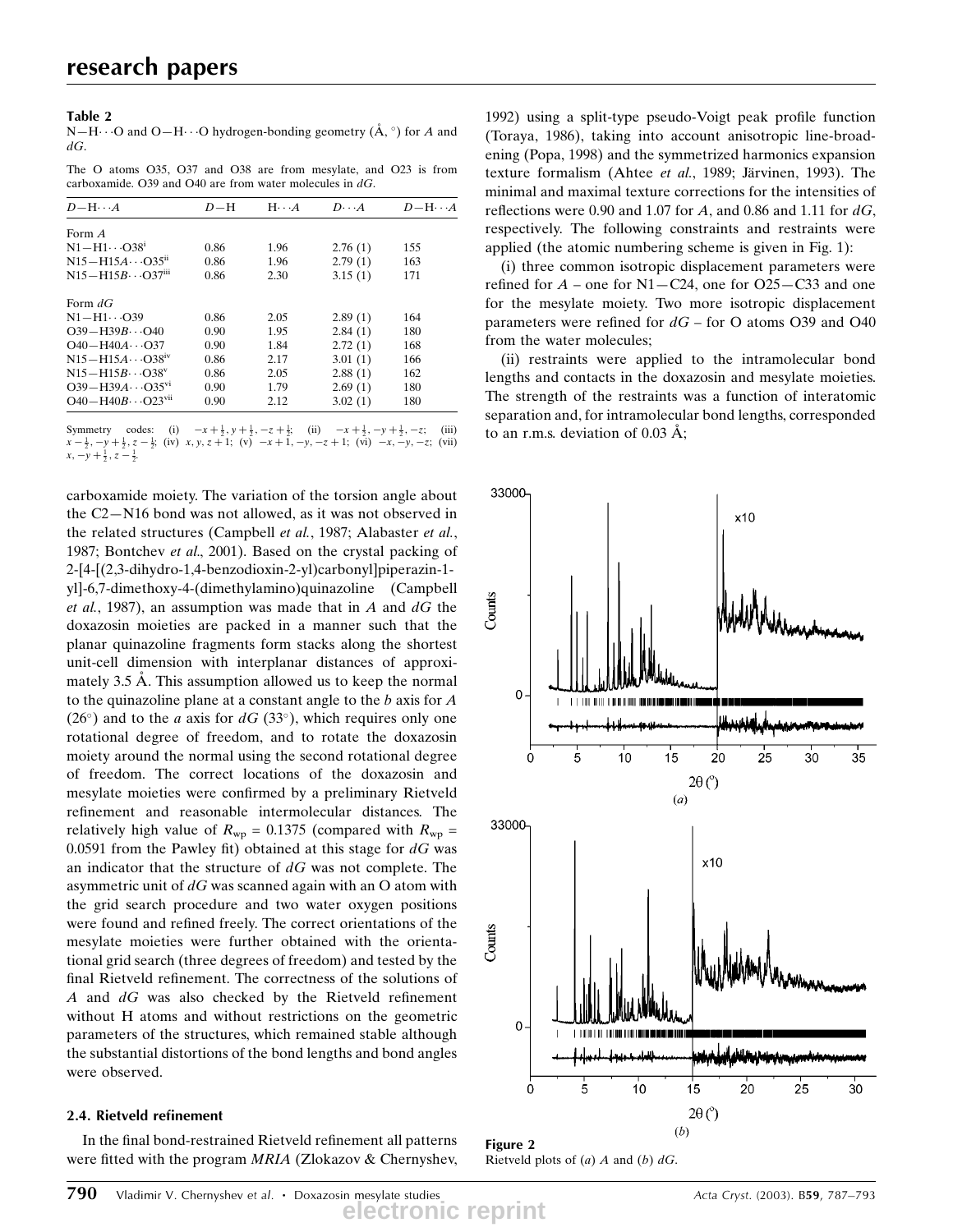**Table 2**

N—H···O and O—H···O hydrogen-bonding geometry (Å, °) for *A* and *dG*.

The O atoms O35, O37 and O38 are from mesylate, and O23 is from carboxamide. O39 and O40 are from water molecules in *dG*.

| $D$—H···$A$ | $D$—H | H···$A$ | $D$···$A$ | $D$—H···$A$ |
|---|---|---|---|---|
| Form *A* | | | | |
| N1—H1···O38$^{i}$ | 0.86 | 1.96 | 2.76 (1) | 155 |
| N15—H15*A*···O35$^{ii}$ | 0.86 | 1.96 | 2.79 (1) | 163 |
| N15—H15*B*···O37$^{iii}$ | 0.86 | 2.30 | 3.15 (1) | 171 |
| Form *dG* | | | | |
| N1—H1···O39 | 0.86 | 2.05 | 2.89 (1) | 164 |
| O39—H39*B*···O40 | 0.90 | 1.95 | 2.84 (1) | 180 |
| O40—H40*A*···O37 | 0.90 | 1.84 | 2.72 (1) | 168 |
| N15—H15*A*···O38$^{iv}$ | 0.86 | 2.17 | 3.01 (1) | 166 |
| N15—H15*B*···O38$^{v}$ | 0.86 | 2.05 | 2.88 (1) | 162 |
| O39—H39*A*···O35$^{vi}$ | 0.90 | 1.79 | 2.69 (1) | 180 |
| O40—H40*B*···O23$^{vii}$ | 0.90 | 2.12 | 3.02 (1) | 180 |

Symmetry codes: (i) $-x+\frac{1}{2}, y+\frac{1}{2}, -z+\frac{1}{2}$; (ii) $-x+\frac{1}{2}, -y+\frac{1}{2}, -z$; (iii) $x-\frac{1}{2}, -y+\frac{1}{2}, z-\frac{1}{2}$; (iv) $x, y, z+1$; (v) $-x+1, -y, -z+1$; (vi) $-x, -y, -z$; (vii) $x, -y+\frac{1}{2}, z-\frac{1}{2}$.

carboxamide moiety. The variation of the torsion angle about the C2—N16 bond was not allowed, as it was not observed in the related structures (Campbell *et al.*, 1987; Alabaster *et al.*, 1987; Bontchev *et al.*, 2001). Based on the crystal packing of 2-[4-[(2,3-dihydro-1,4-benzodioxin-2-yl)carbonyl]piperazin-1-yl]-6,7-dimethoxy-4-(dimethylamino)quinazoline (Campbell *et al.*, 1987), an assumption was made that in *A* and *dG* the doxazosin moieties are packed in a manner such that the planar quinazoline fragments form stacks along the shortest unit-cell dimension with interplanar distances of approximately 3.5 Å. This assumption allowed us to keep the normal to the quinazoline plane at a constant angle to the *b* axis for *A* (26°) and to the *a* axis for *dG* (33°), which requires only one rotational degree of freedom, and to rotate the doxazosin moiety around the normal using the second rotational degree of freedom. The correct locations of the doxazosin and mesylate moieties were confirmed by a preliminary Rietveld refinement and reasonable intermolecular distances. The relatively high value of $R_{wp}$ = 0.1375 (compared with $R_{wp}$ = 0.0591 from the Pawley fit) obtained at this stage for *dG* was an indicator that the structure of *dG* was not complete. The asymmetric unit of *dG* was scanned again with an O atom with the grid search procedure and two water oxygen positions were found and refined freely. The correct orientations of the mesylate moieties were further obtained with the orientational grid search (three degrees of freedom) and tested by the final Rietveld refinement. The correctness of the solutions of *A* and *dG* was also checked by the Rietveld refinement without H atoms and without restrictions on the geometric parameters of the structures, which remained stable although the substantial distortions of the bond lengths and bond angles were observed.

### 2.4. Rietveld refinement

In the final bond-restrained Rietveld refinement all patterns were fitted with the program *MRIA* (Zlokazov & Chernyshev, 1992) using a split-type pseudo-Voigt peak profile function (Toraya, 1986), taking into account anisotropic line-broadening (Popa, 1998) and the symmetrized harmonics expansion texture formalism (Ahtee *et al.*, 1989; Järvinen, 1993). The minimal and maximal texture corrections for the intensities of reflections were 0.90 and 1.07 for *A*, and 0.86 and 1.11 for *dG*, respectively. The following constraints and restraints were applied (the atomic numbering scheme is given in Fig. 1):

(i) three common isotropic displacement parameters were refined for *A* – one for N1—C24, one for O25—C33 and one for the mesylate moiety. Two more isotropic displacement parameters were refined for *dG* – for O atoms O39 and O40 from the water molecules;

(ii) restraints were applied to the intramolecular bond lengths and contacts in the doxazosin and mesylate moieties. The strength of the restraints was a function of interatomic separation and, for intramolecular bond lengths, corresponded to an r.m.s. deviation of 0.03 Å;

**Figure 2**
Rietveld plots of (*a*) *A* and (*b*) *dG*.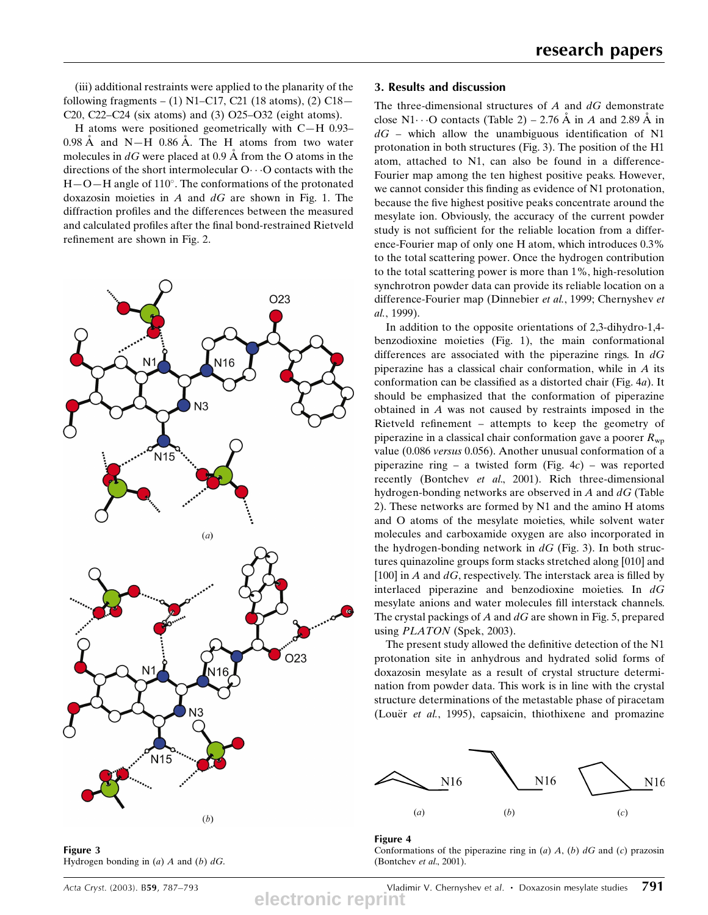(iii) additional restraints were applied to the planarity of the following fragments – (1) N1–C17, C21 (18 atoms), (2) C18—C20, C22–C24 (six atoms) and (3) O25–O32 (eight atoms).

H atoms were positioned geometrically with C—H 0.93–0.98 Å and N—H 0.86 Å. The H atoms from two water molecules in *dG* were placed at 0.9 Å from the O atoms in the directions of the short intermolecular O···O contacts with the H—O—H angle of 110°. The conformations of the protonated doxazosin moieties in *A* and *dG* are shown in Fig. 1. The diffraction profiles and the differences between the measured and calculated profiles after the final bond-restrained Rietveld refinement are shown in Fig. 2.

Figure 3
Hydrogen bonding in (*a*) *A* and (*b*) *dG*.

## 3. Results and discussion

The three-dimensional structures of *A* and *dG* demonstrate close N1···O contacts (Table 2) – 2.76 Å in *A* and 2.89 Å in *dG* – which allow the unambiguous identification of N1 protonation in both structures (Fig. 3). The position of the H1 atom, attached to N1, can also be found in a difference-Fourier map among the ten highest positive peaks. However, we cannot consider this finding as evidence of N1 protonation, because the five highest positive peaks concentrate around the mesylate ion. Obviously, the accuracy of the current powder study is not sufficient for the reliable location from a difference-Fourier map of only one H atom, which introduces 0.3% to the total scattering power. Once the hydrogen contribution to the total scattering power is more than 1%, high-resolution synchrotron powder data can provide its reliable location on a difference-Fourier map (Dinnebier *et al.*, 1999; Chernyshev *et al.*, 1999).

In addition to the opposite orientations of 2,3-dihydro-1,4-benzodioxine moieties (Fig. 1), the main conformational differences are associated with the piperazine rings. In *dG* piperazine has a classical chair conformation, while in *A* its conformation can be classified as a distorted chair (Fig. 4*a*). It should be emphasized that the conformation of piperazine obtained in *A* was not caused by restraints imposed in the Rietveld refinement – attempts to keep the geometry of piperazine in a classical chair conformation gave a poorer $R_{wp}$ value (0.086 *versus* 0.056). Another unusual conformation of a piperazine ring – a twisted form (Fig. 4*c*) – was reported recently (Bontchev *et al.*, 2001). Rich three-dimensional hydrogen-bonding networks are observed in *A* and *dG* (Table 2). These networks are formed by N1 and the amino H atoms and O atoms of the mesylate moieties, while solvent water molecules and carboxamide oxygen are also incorporated in the hydrogen-bonding network in *dG* (Fig. 3). In both structures quinazoline groups form stacks stretched along [010] and [100] in *A* and *dG*, respectively. The interstack area is filled by interlaced piperazine and benzodioxine moieties. In *dG* mesylate anions and water molecules fill interstack channels. The crystal packings of *A* and *dG* are shown in Fig. 5, prepared using *PLATON* (Spek, 2003).

The present study allowed the definitive detection of the N1 protonation site in anhydrous and hydrated solid forms of doxazosin mesylate as a result of crystal structure determination from powder data. This work is in line with the crystal structure determinations of the metastable phase of piracetam (Louër *et al.*, 1995), capsaicin, thiothixene and promazine

Figure 4
Conformations of the piperazine ring in (*a*) *A*, (*b*) *dG* and (*c*) prazosin (Bontchev *et al.*, 2001).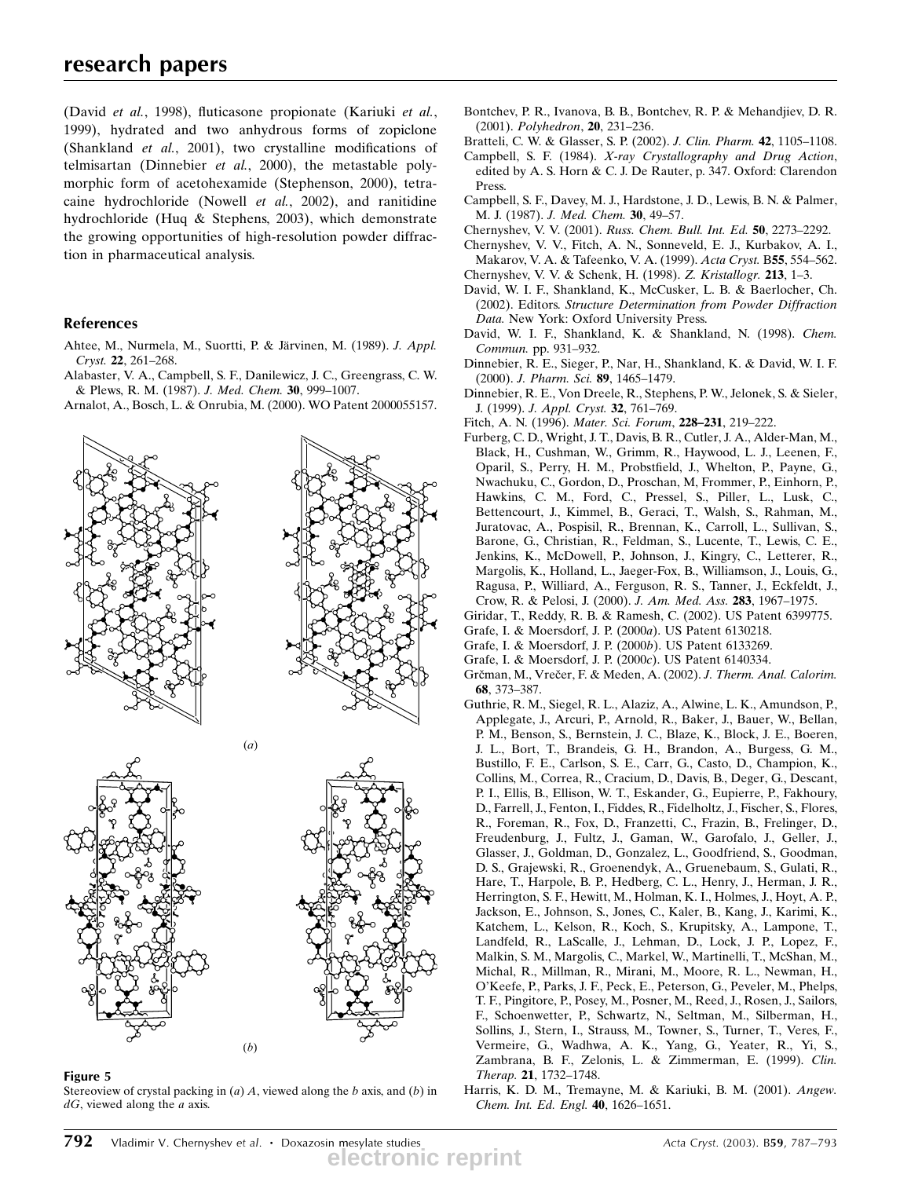(David *et al.*, 1998), fluticasone propionate (Kariuki *et al.*, 1999), hydrated and two anhydrous forms of zopiclone (Shankland *et al.*, 2001), two crystalline modifications of telmisartan (Dinnebier *et al.*, 2000), the metastable polymorphic form of acetohexamide (Stephenson, 2000), tetracaine hydrochloride (Nowell *et al.*, 2002), and ranitidine hydrochloride (Huq & Stephens, 2003), which demonstrate the growing opportunities of high-resolution powder diffraction in pharmaceutical analysis.

## References

Ahtee, M., Nurmela, M., Suortti, P. & Järvinen, M. (1989). *J. Appl. Cryst.* **22**, 261–268.

Alabaster, V. A., Campbell, S. F., Danilewicz, J. C., Greengrass, C. W. & Plews, R. M. (1987). *J. Med. Chem.* **30**, 999–1007.

Arnalot, A., Bosch, L. & Onrubia, M. (2000). WO Patent 2000055157.

Figure 5
Stereoview of crystal packing in (*a*) *A*, viewed along the *b* axis, and (*b*) in *dG*, viewed along the *a* axis.

Bontchev, P. R., Ivanova, B. B., Bontchev, R. P. & Mehandjiev, D. R. (2001). *Polyhedron*, **20**, 231–236.

Bratteli, C. W. & Glasser, S. P. (2002). *J. Clin. Pharm.* **42**, 1105–1108.

Campbell, S. F. (1984). *X-ray Crystallography and Drug Action*, edited by A. S. Horn & C. J. De Rauter, p. 347. Oxford: Clarendon Press.

Campbell, S. F., Davey, M. J., Hardstone, J. D., Lewis, B. N. & Palmer, M. J. (1987). *J. Med. Chem.* **30**, 49–57.

Chernyshev, V. V. (2001). *Russ. Chem. Bull. Int. Ed.* **50**, 2273–2292.

Chernyshev, V. V., Fitch, A. N., Sonneveld, E. J., Kurbakov, A. I., Makarov, V. A. & Tafeenko, V. A. (1999). *Acta Cryst.* B**55**, 554–562.

Chernyshev, V. V. & Schenk, H. (1998). *Z. Kristallogr.* **213**, 1–3.

David, W. I. F., Shankland, K., McCusker, L. B. & Baerlocher, Ch. (2002). Editors. *Structure Determination from Powder Diffraction Data.* New York: Oxford University Press.

David, W. I. F., Shankland, K. & Shankland, N. (1998). *Chem. Commun.* pp. 931–932.

Dinnebier, R. E., Sieger, P., Nar, H., Shankland, K. & David, W. I. F. (2000). *J. Pharm. Sci.* **89**, 1465–1479.

Dinnebier, R. E., Von Dreele, R., Stephens, P. W., Jelonek, S. & Sieler, J. (1999). *J. Appl. Cryst.* **32**, 761–769.

Fitch, A. N. (1996). *Mater. Sci. Forum*, **228–231**, 219–222.

Furberg, C. D., Wright, J. T., Davis, B. R., Cutler, J. A., Alder-Man, M., Black, H., Cushman, W., Grimm, R., Haywood, L. J., Leenen, F., Oparil, S., Perry, H. M., Probstfield, J., Whelton, P., Payne, G., Nwachuku, C., Gordon, D., Proschan, M, Frommer, P., Einhorn, P., Hawkins, C. M., Ford, C., Pressel, S., Piller, L., Lusk, C., Bettencourt, J., Kimmel, B., Geraci, T., Walsh, S., Rahman, M., Juratovac, A., Pospisil, R., Brennan, K., Carroll, L., Sullivan, S., Barone, G., Christian, R., Feldman, S., Lucente, T., Lewis, C. E., Jenkins, K., McDowell, P., Johnson, J., Kingry, C., Letterer, R., Margolis, K., Holland, L., Jaeger-Fox, B., Williamson, J., Louis, G., Ragusa, P., Williard, A., Ferguson, R. S., Tanner, J., Eckfeldt, J., Crow, R. & Pelosi, J. (2000). *J. Am. Med. Ass.* **283**, 1967–1975.

Giridar, T., Reddy, R. B. & Ramesh, C. (2002). US Patent 6399775.

Grafe, I. & Moersdorf, J. P. (2000*a*). US Patent 6130218.

Grafe, I. & Moersdorf, J. P. (2000*b*). US Patent 6133269.

Grafe, I. & Moersdorf, J. P. (2000*c*). US Patent 6140334.

Grčman, M., Vrečer, F. & Meden, A. (2002). *J. Therm. Anal. Calorim.* **68**, 373–387.

Guthrie, R. M., Siegel, R. L., Alaziz, A., Alwine, L. K., Amundson, P., Applegate, J., Arcuri, P., Arnold, R., Baker, J., Bauer, W., Bellan, P. M., Benson, S., Bernstein, J. C., Blaze, K., Block, J. E., Boeren, J. L., Bort, T., Brandeis, G. H., Brandon, A., Burgess, G. M., Bustillo, F. E., Carlson, S. E., Carr, G., Casto, D., Champion, K., Collins, M., Correa, R., Cracium, D., Davis, B., Deger, G., Descant, P. I., Ellis, B., Ellison, W. T., Eskander, G., Eupierre, P., Fakhoury, D., Farrell, J., Fenton, I., Fiddes, R., Fidelholtz, J., Fischer, S., Flores, R., Foreman, R., Fox, D., Franzetti, C., Frazin, B., Frelinger, D., Freudenburg, J., Fultz, J., Gaman, W., Garofalo, J., Geller, J., Glasser, J., Goldman, D., Gonzalez, L., Goodfriend, S., Goodman, D. S., Grajewski, R., Groenendyk, A., Gruenebaum, S., Gulati, R., Hare, T., Harpole, B. P., Hedberg, C. L., Henry, J., Herman, J. R., Herrington, S. F., Hewitt, M., Holman, K. I., Holmes, J., Hoyt, A. P., Jackson, E., Johnson, S., Jones, C., Kaler, B., Kang, J., Karimi, K., Katchem, L., Kelson, R., Koch, S., Krupitsky, A., Lampone, T., Landfeld, R., LaScalle, J., Lehman, D., Lock, J. P., Lopez, F., Malkin, S. M., Margolis, C., Markel, W., Martinelli, T., McShan, M., Michal, R., Millman, R., Mirani, M., Moore, R. L., Newman, H., O'Keefe, P., Parks, J. F., Peck, E., Peterson, G., Peveler, M., Phelps, T. F., Pingitore, P., Posey, M., Posner, M., Reed, J., Rosen, J., Sailors, F., Schoenewetter, P., Schwartz, N., Seltman, M., Silberman, H., Sollins, J., Stern, I., Strauss, M., Towner, S., Turner, T., Veres, F., Vermeire, G., Wadhwa, A. K., Yang, G., Yeater, R., Yi, S., Zambrana, B. F., Zelonis, L. & Zimmerman, E. (1999). *Clin. Therap.* **21**, 1732–1748.

Harris, K. D. M., Tremayne, M. & Kariuki, B. M. (2001). *Angew. Chem. Int. Ed. Engl.* **40**, 1626–1651.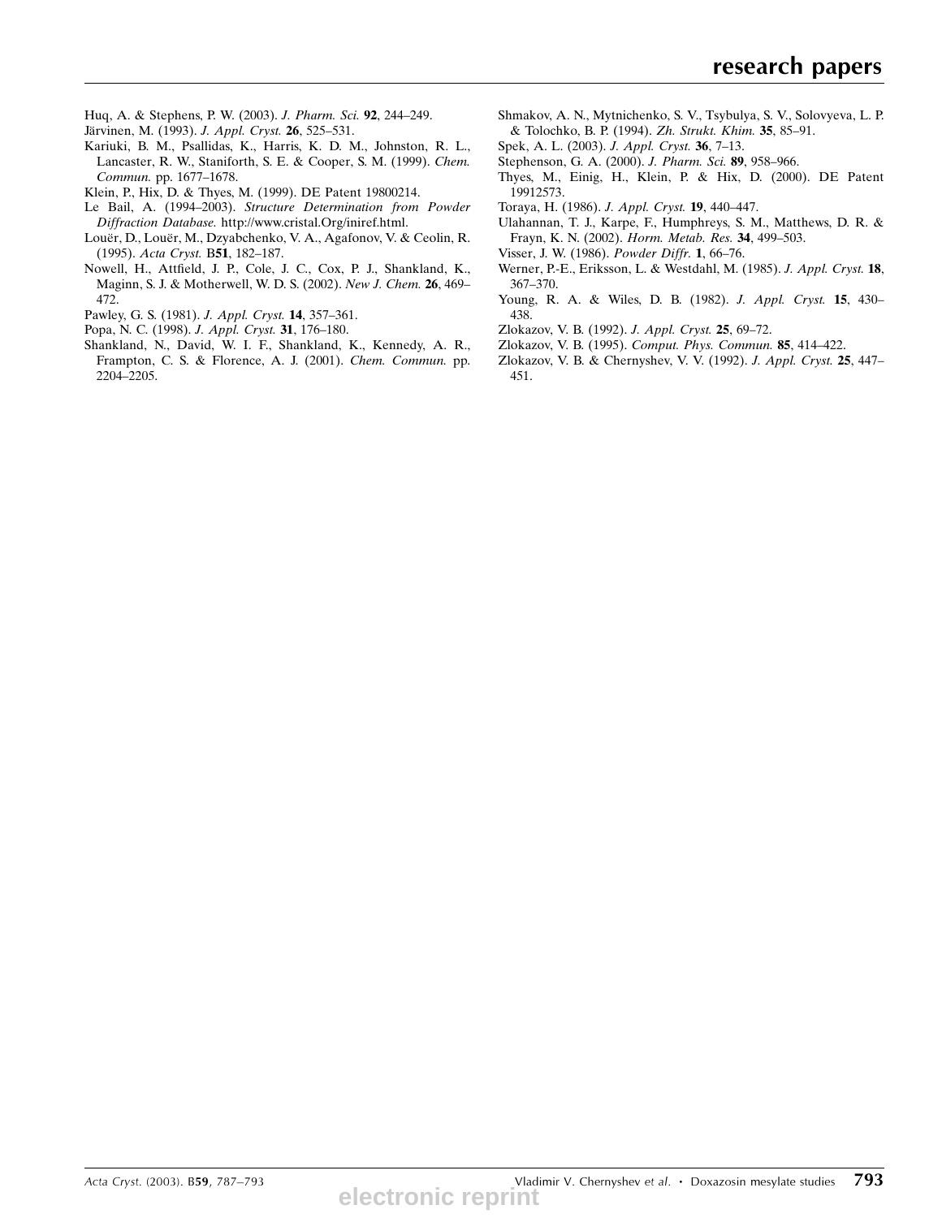Huq, A. & Stephens, P. W. (2003). *J. Pharm. Sci.* **92**, 244–249.

Järvinen, M. (1993). *J. Appl. Cryst.* **26**, 525–531.

Kariuki, B. M., Psallidas, K., Harris, K. D. M., Johnston, R. L., Lancaster, R. W., Staniforth, S. E. & Cooper, S. M. (1999). *Chem. Commun.* pp. 1677–1678.

Klein, P., Hix, D. & Thyes, M. (1999). DE Patent 19800214.

Le Bail, A. (1994–2003). *Structure Determination from Powder Diffraction Database.* http://www.cristal.Org/iniref.html.

Louër, D., Louër, M., Dzyabchenko, V. A., Agafonov, V. & Ceolin, R. (1995). *Acta Cryst.* B**51**, 182–187.

Nowell, H., Attfield, J. P., Cole, J. C., Cox, P. J., Shankland, K., Maginn, S. J. & Motherwell, W. D. S. (2002). *New J. Chem.* **26**, 469–472.

Pawley, G. S. (1981). *J. Appl. Cryst.* **14**, 357–361.

Popa, N. C. (1998). *J. Appl. Cryst.* **31**, 176–180.

Shankland, N., David, W. I. F., Shankland, K., Kennedy, A. R., Frampton, C. S. & Florence, A. J. (2001). *Chem. Commun.* pp. 2204–2205.

Shmakov, A. N., Mytnichenko, S. V., Tsybulya, S. V., Solovyeva, L. P. & Tolochko, B. P. (1994). *Zh. Strukt. Khim.* **35**, 85–91.

Spek, A. L. (2003). *J. Appl. Cryst.* **36**, 7–13.

Stephenson, G. A. (2000). *J. Pharm. Sci.* **89**, 958–966.

Thyes, M., Einig, H., Klein, P. & Hix, D. (2000). DE Patent 19912573.

Toraya, H. (1986). *J. Appl. Cryst.* **19**, 440–447.

Ulahannan, T. J., Karpe, F., Humphreys, S. M., Matthews, D. R. & Frayn, K. N. (2002). *Horm. Metab. Res.* **34**, 499–503.

Visser, J. W. (1986). *Powder Diffr.* **1**, 66–76.

Werner, P.-E., Eriksson, L. & Westdahl, M. (1985). *J. Appl. Cryst.* **18**, 367–370.

Young, R. A. & Wiles, D. B. (1982). *J. Appl. Cryst.* **15**, 430–438.

Zlokazov, V. B. (1992). *J. Appl. Cryst.* **25**, 69–72.

Zlokazov, V. B. (1995). *Comput. Phys. Commun.* **85**, 414–422.

Zlokazov, V. B. & Chernyshev, V. V. (1992). *J. Appl. Cryst.* **25**, 447–451.